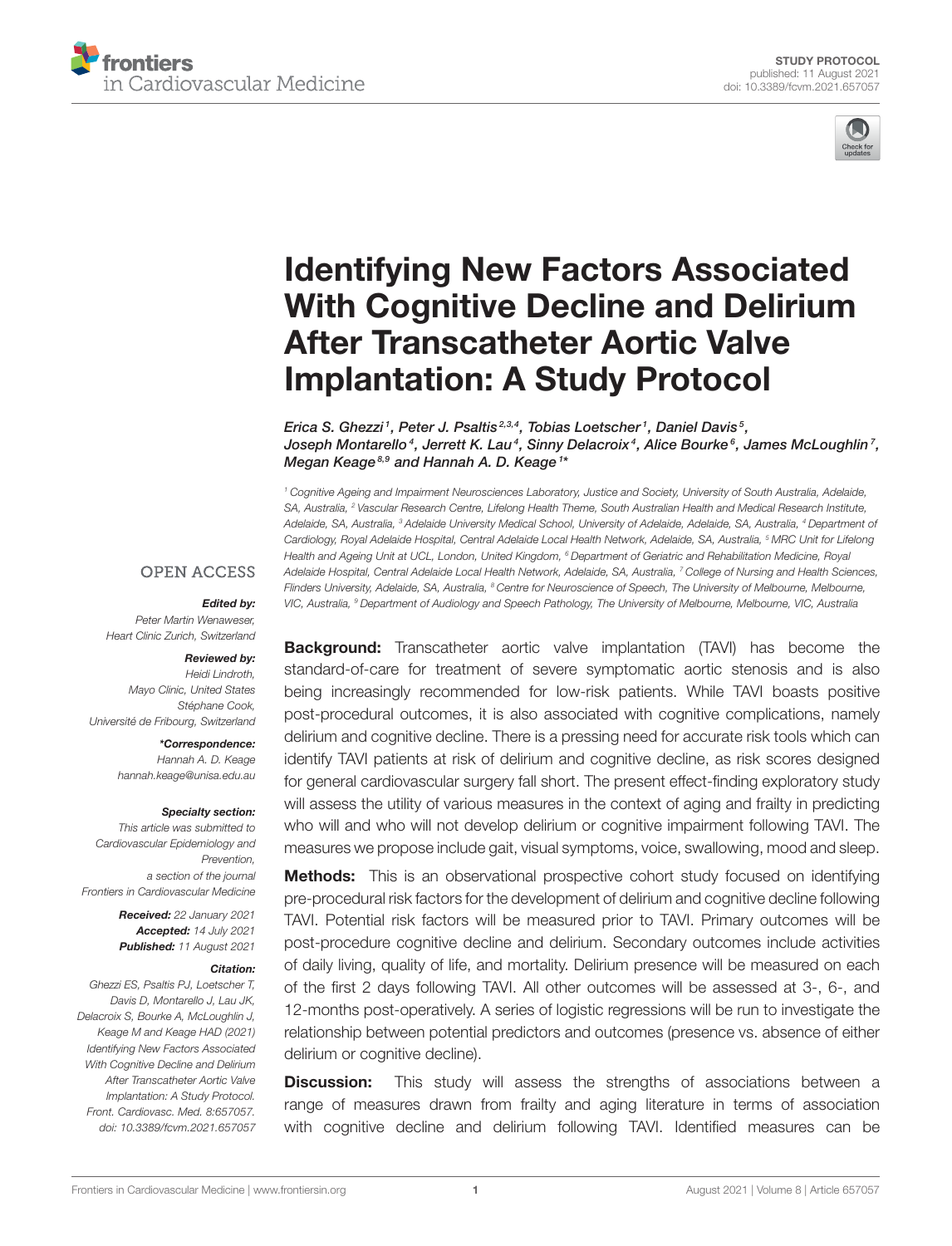STUDY PROTOCOL
published: 11 August 2021
doi: 10.3389/fcvm.2021.657057

# Identifying New Factors Associated With Cognitive Decline and Delirium After Transcatheter Aortic Valve Implantation: A Study Protocol

*Erica S. Ghezzi[1], Peter J. Psaltis[2,3,4], Tobias Loetscher[1], Daniel Davis[5], Joseph Montarello[4], Jerrett K. Lau[4], Sinny Delacroix[4], Alice Bourke[6], James McLoughlin[7], Megan Keage[8,9] and Hannah A. D. Keage[1]**

[1] Cognitive Ageing and Impairment Neurosciences Laboratory, Justice and Society, University of South Australia, Adelaide, SA, Australia, [2] Vascular Research Centre, Lifelong Health Theme, South Australian Health and Medical Research Institute, Adelaide, SA, Australia, [3] Adelaide University Medical School, University of Adelaide, Adelaide, SA, Australia, [4] Department of Cardiology, Royal Adelaide Hospital, Central Adelaide Local Health Network, Adelaide, SA, Australia, [5] MRC Unit for Lifelong Health and Ageing Unit at UCL, London, United Kingdom, [6] Department of Geriatric and Rehabilitation Medicine, Royal Adelaide Hospital, Central Adelaide Local Health Network, Adelaide, SA, Australia, [7] College of Nursing and Health Sciences, Flinders University, Adelaide, SA, Australia, [8] Centre for Neuroscience of Speech, The University of Melbourne, Melbourne, VIC, Australia, [9] Department of Audiology and Speech Pathology, The University of Melbourne, Melbourne, VIC, Australia

OPEN ACCESS

***Edited by:***
Peter Martin Wenaweser,
Heart Clinic Zurich, Switzerland

***Reviewed by:***
Heidi Lindroth,
Mayo Clinic, United States
Stéphane Cook,
Université de Fribourg, Switzerland

***\*Correspondence:***
Hannah A. D. Keage
hannah.keage@unisa.edu.au

***Specialty section:***
This article was submitted to Cardiovascular Epidemiology and Prevention,
a section of the journal Frontiers in Cardiovascular Medicine

***Received:*** *22 January 2021*
***Accepted:*** *14 July 2021*
***Published:*** *11 August 2021*

***Citation:***
*Ghezzi ES, Psaltis PJ, Loetscher T, Davis D, Montarello J, Lau JK, Delacroix S, Bourke A, McLoughlin J, Keage M and Keage HAD (2021) Identifying New Factors Associated With Cognitive Decline and Delirium After Transcatheter Aortic Valve Implantation: A Study Protocol. Front. Cardiovasc. Med. 8:657057. doi: 10.3389/fcvm.2021.657057*

**Background:** Transcatheter aortic valve implantation (TAVI) has become the standard-of-care for treatment of severe symptomatic aortic stenosis and is also being increasingly recommended for low-risk patients. While TAVI boasts positive post-procedural outcomes, it is also associated with cognitive complications, namely delirium and cognitive decline. There is a pressing need for accurate risk tools which can identify TAVI patients at risk of delirium and cognitive decline, as risk scores designed for general cardiovascular surgery fall short. The present effect-finding exploratory study will assess the utility of various measures in the context of aging and frailty in predicting who will and who will not develop delirium or cognitive impairment following TAVI. The measures we propose include gait, visual symptoms, voice, swallowing, mood and sleep.

**Methods:** This is an observational prospective cohort study focused on identifying pre-procedural risk factors for the development of delirium and cognitive decline following TAVI. Potential risk factors will be measured prior to TAVI. Primary outcomes will be post-procedure cognitive decline and delirium. Secondary outcomes include activities of daily living, quality of life, and mortality. Delirium presence will be measured on each of the first 2 days following TAVI. All other outcomes will be assessed at 3-, 6-, and 12-months post-operatively. A series of logistic regressions will be run to investigate the relationship between potential predictors and outcomes (presence vs. absence of either delirium or cognitive decline).

**Discussion:** This study will assess the strengths of associations between a range of measures drawn from frailty and aging literature in terms of association with cognitive decline and delirium following TAVI. Identified measures can be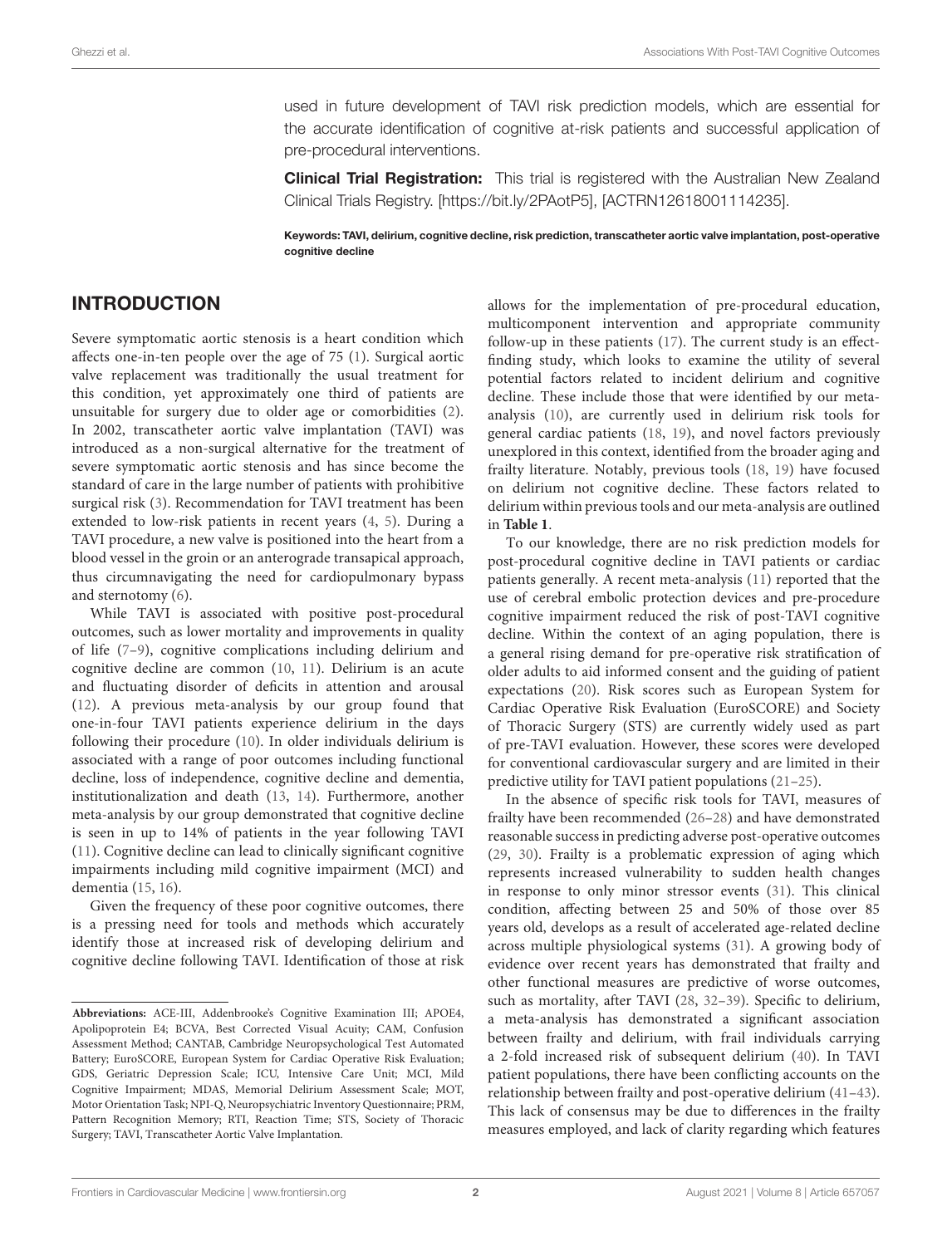used in future development of TAVI risk prediction models, which are essential for the accurate identification of cognitive at-risk patients and successful application of pre-procedural interventions.

**Clinical Trial Registration:** This trial is registered with the Australian New Zealand Clinical Trials Registry. [https://bit.ly/2PAotP5], [ACTRN12618001114235].

**Keywords: TAVI, delirium, cognitive decline, risk prediction, transcatheter aortic valve implantation, post-operative cognitive decline**

## INTRODUCTION

Severe symptomatic aortic stenosis is a heart condition which affects one-in-ten people over the age of 75 (1). Surgical aortic valve replacement was traditionally the usual treatment for this condition, yet approximately one third of patients are unsuitable for surgery due to older age or comorbidities (2). In 2002, transcatheter aortic valve implantation (TAVI) was introduced as a non-surgical alternative for the treatment of severe symptomatic aortic stenosis and has since become the standard of care in the large number of patients with prohibitive surgical risk (3). Recommendation for TAVI treatment has been extended to low-risk patients in recent years (4, 5). During a TAVI procedure, a new valve is positioned into the heart from a blood vessel in the groin or an anterograde transapical approach, thus circumnavigating the need for cardiopulmonary bypass and sternotomy (6).

While TAVI is associated with positive post-procedural outcomes, such as lower mortality and improvements in quality of life (7–9), cognitive complications including delirium and cognitive decline are common (10, 11). Delirium is an acute and fluctuating disorder of deficits in attention and arousal (12). A previous meta-analysis by our group found that one-in-four TAVI patients experience delirium in the days following their procedure (10). In older individuals delirium is associated with a range of poor outcomes including functional decline, loss of independence, cognitive decline and dementia, institutionalization and death (13, 14). Furthermore, another meta-analysis by our group demonstrated that cognitive decline is seen in up to 14% of patients in the year following TAVI (11). Cognitive decline can lead to clinically significant cognitive impairments including mild cognitive impairment (MCI) and dementia (15, 16).

Given the frequency of these poor cognitive outcomes, there is a pressing need for tools and methods which accurately identify those at increased risk of developing delirium and cognitive decline following TAVI. Identification of those at risk allows for the implementation of pre-procedural education, multicomponent intervention and appropriate community follow-up in these patients (17). The current study is an effect-finding study, which looks to examine the utility of several potential factors related to incident delirium and cognitive decline. These include those that were identified by our meta-analysis (10), are currently used in delirium risk tools for general cardiac patients (18, 19), and novel factors previously unexplored in this context, identified from the broader aging and frailty literature. Notably, previous tools (18, 19) have focused on delirium not cognitive decline. These factors related to delirium within previous tools and our meta-analysis are outlined in **Table 1**.

To our knowledge, there are no risk prediction models for post-procedural cognitive decline in TAVI patients or cardiac patients generally. A recent meta-analysis (11) reported that the use of cerebral embolic protection devices and pre-procedure cognitive impairment reduced the risk of post-TAVI cognitive decline. Within the context of an aging population, there is a general rising demand for pre-operative risk stratification of older adults to aid informed consent and the guiding of patient expectations (20). Risk scores such as European System for Cardiac Operative Risk Evaluation (EuroSCORE) and Society of Thoracic Surgery (STS) are currently widely used as part of pre-TAVI evaluation. However, these scores were developed for conventional cardiovascular surgery and are limited in their predictive utility for TAVI patient populations (21–25).

In the absence of specific risk tools for TAVI, measures of frailty have been recommended (26–28) and have demonstrated reasonable success in predicting adverse post-operative outcomes (29, 30). Frailty is a problematic expression of aging which represents increased vulnerability to sudden health changes in response to only minor stressor events (31). This clinical condition, affecting between 25 and 50% of those over 85 years old, develops as a result of accelerated age-related decline across multiple physiological systems (31). A growing body of evidence over recent years has demonstrated that frailty and other functional measures are predictive of worse outcomes, such as mortality, after TAVI (28, 32–39). Specific to delirium, a meta-analysis has demonstrated a significant association between frailty and delirium, with frail individuals carrying a 2-fold increased risk of subsequent delirium (40). In TAVI patient populations, there have been conflicting accounts on the relationship between frailty and post-operative delirium (41–43). This lack of consensus may be due to differences in the frailty measures employed, and lack of clarity regarding which features

**Abbreviations:** ACE-III, Addenbrooke's Cognitive Examination III; APOE4, Apolipoprotein E4; BCVA, Best Corrected Visual Acuity; CAM, Confusion Assessment Method; CANTAB, Cambridge Neuropsychological Test Automated Battery; EuroSCORE, European System for Cardiac Operative Risk Evaluation; GDS, Geriatric Depression Scale; ICU, Intensive Care Unit; MCI, Mild Cognitive Impairment; MDAS, Memorial Delirium Assessment Scale; MOT, Motor Orientation Task; NPI-Q, Neuropsychiatric Inventory Questionnaire; PRM, Pattern Recognition Memory; RTI, Reaction Time; STS, Society of Thoracic Surgery; TAVI, Transcatheter Aortic Valve Implantation.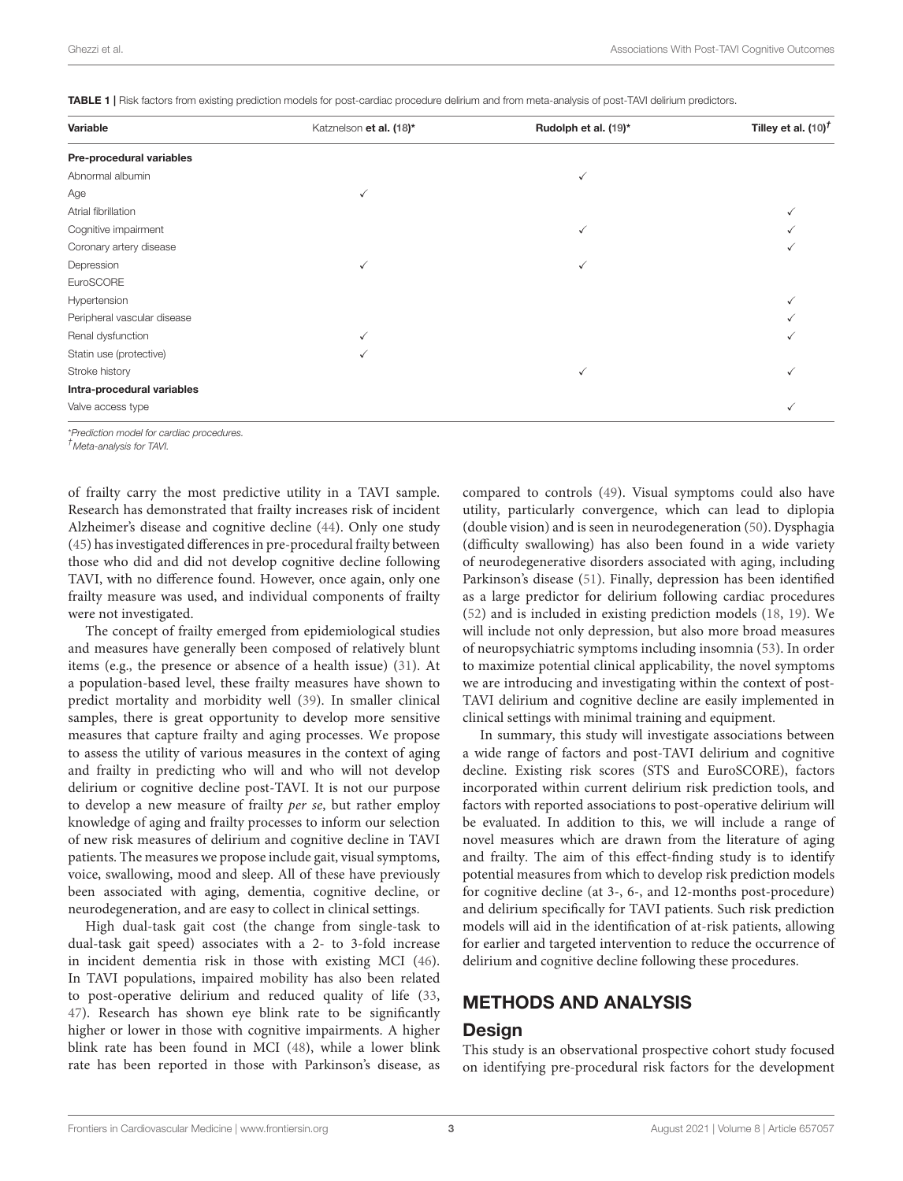**TABLE 1** | Risk factors from existing prediction models for post-cardiac procedure delirium and from meta-analysis of post-TAVI delirium predictors.

| Variable | Katznelson et al. (18)* | Rudolph et al. (19)* | Tilley et al. (10)[†] |
|---|---|---|---|
| **Pre-procedural variables** | | | |
| Abnormal albumin | | ✓ | |
| Age | ✓ | | |
| Atrial fibrillation | | | ✓ |
| Cognitive impairment | | ✓ | ✓ |
| Coronary artery disease | | | ✓ |
| Depression | ✓ | ✓ | |
| EuroSCORE | | | |
| Hypertension | | | ✓ |
| Peripheral vascular disease | | | ✓ |
| Renal dysfunction | ✓ | | ✓ |
| Statin use (protective) | ✓ | | |
| Stroke history | | ✓ | ✓ |
| **Intra-procedural variables** | | | |
| Valve access type | | | ✓ |

*Prediction model for cardiac procedures.
[†]Meta-analysis for TAVI.

of frailty carry the most predictive utility in a TAVI sample. Research has demonstrated that frailty increases risk of incident Alzheimer's disease and cognitive decline (44). Only one study (45) has investigated differences in pre-procedural frailty between those who did and did not develop cognitive decline following TAVI, with no difference found. However, once again, only one frailty measure was used, and individual components of frailty were not investigated.

The concept of frailty emerged from epidemiological studies and measures have generally been composed of relatively blunt items (e.g., the presence or absence of a health issue) (31). At a population-based level, these frailty measures have shown to predict mortality and morbidity well (39). In smaller clinical samples, there is great opportunity to develop more sensitive measures that capture frailty and aging processes. We propose to assess the utility of various measures in the context of aging and frailty in predicting who will and who will not develop delirium or cognitive decline post-TAVI. It is not our purpose to develop a new measure of frailty *per se*, but rather employ knowledge of aging and frailty processes to inform our selection of new risk measures of delirium and cognitive decline in TAVI patients. The measures we propose include gait, visual symptoms, voice, swallowing, mood and sleep. All of these have previously been associated with aging, dementia, cognitive decline, or neurodegeneration, and are easy to collect in clinical settings.

High dual-task gait cost (the change from single-task to dual-task gait speed) associates with a 2- to 3-fold increase in incident dementia risk in those with existing MCI (46). In TAVI populations, impaired mobility has also been related to post-operative delirium and reduced quality of life (33, 47). Research has shown eye blink rate to be significantly higher or lower in those with cognitive impairments. A higher blink rate has been found in MCI (48), while a lower blink rate has been reported in those with Parkinson's disease, as compared to controls (49). Visual symptoms could also have utility, particularly convergence, which can lead to diplopia (double vision) and is seen in neurodegeneration (50). Dysphagia (difficulty swallowing) has also been found in a wide variety of neurodegenerative disorders associated with aging, including Parkinson's disease (51). Finally, depression has been identified as a large predictor for delirium following cardiac procedures (52) and is included in existing prediction models (18, 19). We will include not only depression, but also more broad measures of neuropsychiatric symptoms including insomnia (53). In order to maximize potential clinical applicability, the novel symptoms we are introducing and investigating within the context of post-TAVI delirium and cognitive decline are easily implemented in clinical settings with minimal training and equipment.

In summary, this study will investigate associations between a wide range of factors and post-TAVI delirium and cognitive decline. Existing risk scores (STS and EuroSCORE), factors incorporated within current delirium risk prediction tools, and factors with reported associations to post-operative delirium will be evaluated. In addition to this, we will include a range of novel measures which are drawn from the literature of aging and frailty. The aim of this effect-finding study is to identify potential measures from which to develop risk prediction models for cognitive decline (at 3-, 6-, and 12-months post-procedure) and delirium specifically for TAVI patients. Such risk prediction models will aid in the identification of at-risk patients, allowing for earlier and targeted intervention to reduce the occurrence of delirium and cognitive decline following these procedures.

## METHODS AND ANALYSIS

### Design

This study is an observational prospective cohort study focused on identifying pre-procedural risk factors for the development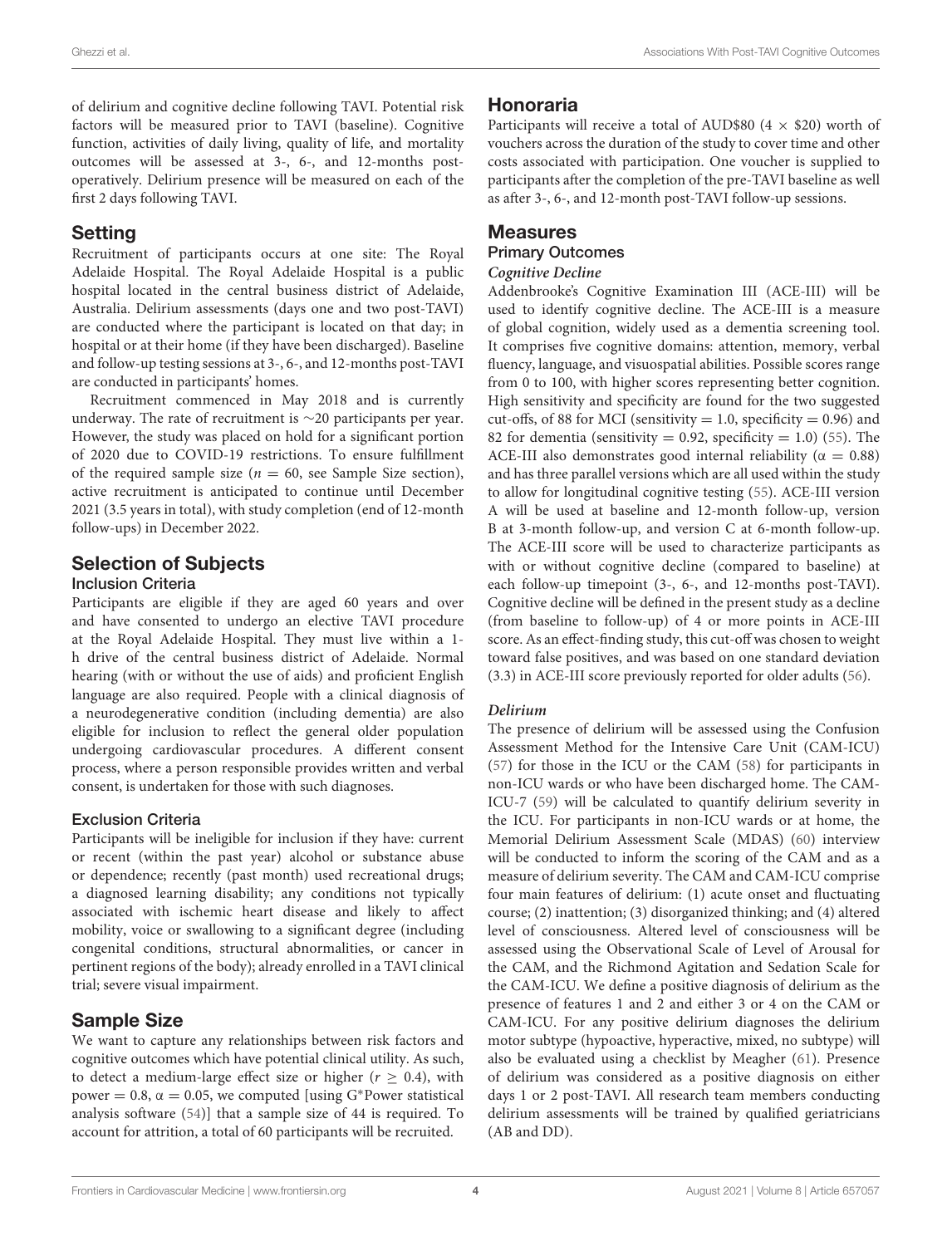of delirium and cognitive decline following TAVI. Potential risk factors will be measured prior to TAVI (baseline). Cognitive function, activities of daily living, quality of life, and mortality outcomes will be assessed at 3-, 6-, and 12-months post-operatively. Delirium presence will be measured on each of the first 2 days following TAVI.

## Setting

Recruitment of participants occurs at one site: The Royal Adelaide Hospital. The Royal Adelaide Hospital is a public hospital located in the central business district of Adelaide, Australia. Delirium assessments (days one and two post-TAVI) are conducted where the participant is located on that day; in hospital or at their home (if they have been discharged). Baseline and follow-up testing sessions at 3-, 6-, and 12-months post-TAVI are conducted in participants' homes.

Recruitment commenced in May 2018 and is currently underway. The rate of recruitment is ∼20 participants per year. However, the study was placed on hold for a significant portion of 2020 due to COVID-19 restrictions. To ensure fulfillment of the required sample size ($n = 60$, see Sample Size section), active recruitment is anticipated to continue until December 2021 (3.5 years in total), with study completion (end of 12-month follow-ups) in December 2022.

## Selection of Subjects

### Inclusion Criteria

Participants are eligible if they are aged 60 years and over and have consented to undergo an elective TAVI procedure at the Royal Adelaide Hospital. They must live within a 1-h drive of the central business district of Adelaide. Normal hearing (with or without the use of aids) and proficient English language are also required. People with a clinical diagnosis of a neurodegenerative condition (including dementia) are also eligible for inclusion to reflect the general older population undergoing cardiovascular procedures. A different consent process, where a person responsible provides written and verbal consent, is undertaken for those with such diagnoses.

### Exclusion Criteria

Participants will be ineligible for inclusion if they have: current or recent (within the past year) alcohol or substance abuse or dependence; recently (past month) used recreational drugs; a diagnosed learning disability; any conditions not typically associated with ischemic heart disease and likely to affect mobility, voice or swallowing to a significant degree (including congenital conditions, structural abnormalities, or cancer in pertinent regions of the body); already enrolled in a TAVI clinical trial; severe visual impairment.

## Sample Size

We want to capture any relationships between risk factors and cognitive outcomes which have potential clinical utility. As such, to detect a medium-large effect size or higher ($r \geq 0.4$), with power $= 0.8$, $\alpha = 0.05$, we computed [using G*Power statistical analysis software (54)] that a sample size of 44 is required. To account for attrition, a total of 60 participants will be recruited.

## Honoraria

Participants will receive a total of AUD$80 (4 × $20) worth of vouchers across the duration of the study to cover time and other costs associated with participation. One voucher is supplied to participants after the completion of the pre-TAVI baseline as well as after 3-, 6-, and 12-month post-TAVI follow-up sessions.

## Measures

### Primary Outcomes

#### *Cognitive Decline*

Addenbrooke's Cognitive Examination III (ACE-III) will be used to identify cognitive decline. The ACE-III is a measure of global cognition, widely used as a dementia screening tool. It comprises five cognitive domains: attention, memory, verbal fluency, language, and visuospatial abilities. Possible scores range from 0 to 100, with higher scores representing better cognition. High sensitivity and specificity are found for the two suggested cut-offs, of 88 for MCI (sensitivity = 1.0, specificity = 0.96) and 82 for dementia (sensitivity = 0.92, specificity = 1.0) (55). The ACE-III also demonstrates good internal reliability ($\alpha = 0.88$) and has three parallel versions which are all used within the study to allow for longitudinal cognitive testing (55). ACE-III version A will be used at baseline and 12-month follow-up, version B at 3-month follow-up, and version C at 6-month follow-up. The ACE-III score will be used to characterize participants as with or without cognitive decline (compared to baseline) at each follow-up timepoint (3-, 6-, and 12-months post-TAVI). Cognitive decline will be defined in the present study as a decline (from baseline to follow-up) of 4 or more points in ACE-III score. As an effect-finding study, this cut-off was chosen to weight toward false positives, and was based on one standard deviation (3.3) in ACE-III score previously reported for older adults (56).

#### *Delirium*

The presence of delirium will be assessed using the Confusion Assessment Method for the Intensive Care Unit (CAM-ICU) (57) for those in the ICU or the CAM (58) for participants in non-ICU wards or who have been discharged home. The CAM-ICU-7 (59) will be calculated to quantify delirium severity in the ICU. For participants in non-ICU wards or at home, the Memorial Delirium Assessment Scale (MDAS) (60) interview will be conducted to inform the scoring of the CAM and as a measure of delirium severity. The CAM and CAM-ICU comprise four main features of delirium: (1) acute onset and fluctuating course; (2) inattention; (3) disorganized thinking; and (4) altered level of consciousness. Altered level of consciousness will be assessed using the Observational Scale of Level of Arousal for the CAM, and the Richmond Agitation and Sedation Scale for the CAM-ICU. We define a positive diagnosis of delirium as the presence of features 1 and 2 and either 3 or 4 on the CAM or CAM-ICU. For any positive delirium diagnoses the delirium motor subtype (hypoactive, hyperactive, mixed, no subtype) will also be evaluated using a checklist by Meagher (61). Presence of delirium was considered as a positive diagnosis on either days 1 or 2 post-TAVI. All research team members conducting delirium assessments will be trained by qualified geriatricians (AB and DD).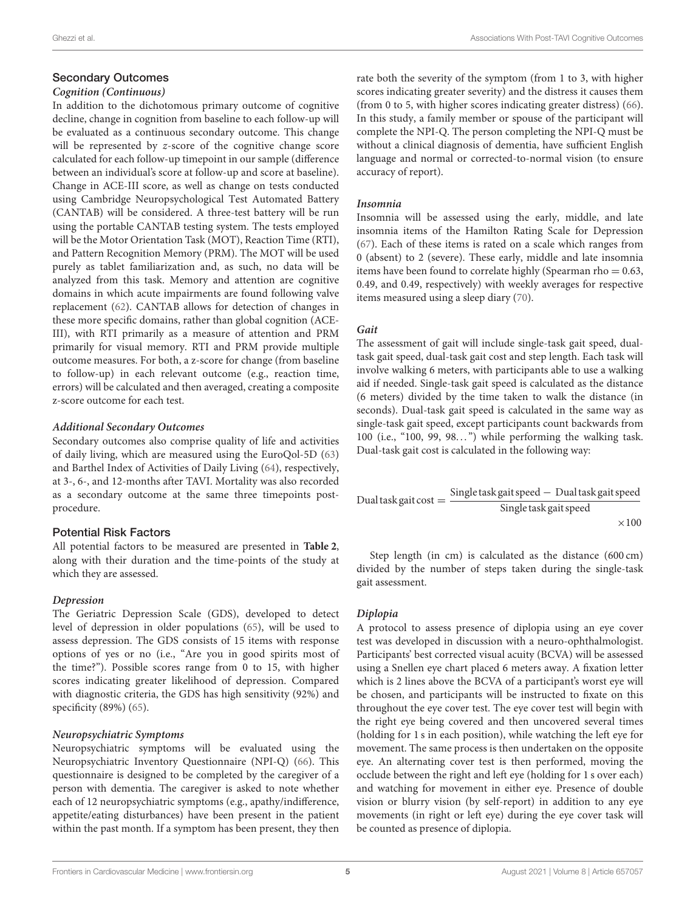## Secondary Outcomes

### *Cognition (Continuous)*

In addition to the dichotomous primary outcome of cognitive decline, change in cognition from baseline to each follow-up will be evaluated as a continuous secondary outcome. This change will be represented by $z$-score of the cognitive change score calculated for each follow-up timepoint in our sample (difference between an individual's score at follow-up and score at baseline). Change in ACE-III score, as well as change on tests conducted using Cambridge Neuropsychological Test Automated Battery (CANTAB) will be considered. A three-test battery will be run using the portable CANTAB testing system. The tests employed will be the Motor Orientation Task (MOT), Reaction Time (RTI), and Pattern Recognition Memory (PRM). The MOT will be used purely as tablet familiarization and, as such, no data will be analyzed from this task. Memory and attention are cognitive domains in which acute impairments are found following valve replacement (62). CANTAB allows for detection of changes in these more specific domains, rather than global cognition (ACE-III), with RTI primarily as a measure of attention and PRM primarily for visual memory. RTI and PRM provide multiple outcome measures. For both, a z-score for change (from baseline to follow-up) in each relevant outcome (e.g., reaction time, errors) will be calculated and then averaged, creating a composite z-score outcome for each test.

### *Additional Secondary Outcomes*

Secondary outcomes also comprise quality of life and activities of daily living, which are measured using the EuroQol-5D (63) and Barthel Index of Activities of Daily Living (64), respectively, at 3-, 6-, and 12-months after TAVI. Mortality was also recorded as a secondary outcome at the same three timepoints post-procedure.

## Potential Risk Factors

All potential factors to be measured are presented in **Table 2**, along with their duration and the time-points of the study at which they are assessed.

### *Depression*

The Geriatric Depression Scale (GDS), developed to detect level of depression in older populations (65), will be used to assess depression. The GDS consists of 15 items with response options of yes or no (i.e., "Are you in good spirits most of the time?"). Possible scores range from 0 to 15, with higher scores indicating greater likelihood of depression. Compared with diagnostic criteria, the GDS has high sensitivity (92%) and specificity (89%) (65).

### *Neuropsychiatric Symptoms*

Neuropsychiatric symptoms will be evaluated using the Neuropsychiatric Inventory Questionnaire (NPI-Q) (66). This questionnaire is designed to be completed by the caregiver of a person with dementia. The caregiver is asked to note whether each of 12 neuropsychiatric symptoms (e.g., apathy/indifference, appetite/eating disturbances) have been present in the patient within the past month. If a symptom has been present, they then rate both the severity of the symptom (from 1 to 3, with higher scores indicating greater severity) and the distress it causes them (from 0 to 5, with higher scores indicating greater distress) (66). In this study, a family member or spouse of the participant will complete the NPI-Q. The person completing the NPI-Q must be without a clinical diagnosis of dementia, have sufficient English language and normal or corrected-to-normal vision (to ensure accuracy of report).

### *Insomnia*

Insomnia will be assessed using the early, middle, and late insomnia items of the Hamilton Rating Scale for Depression (67). Each of these items is rated on a scale which ranges from 0 (absent) to 2 (severe). These early, middle and late insomnia items have been found to correlate highly (Spearman rho = 0.63, 0.49, and 0.49, respectively) with weekly averages for respective items measured using a sleep diary (70).

### *Gait*

The assessment of gait will include single-task gait speed, dual-task gait speed, dual-task gait cost and step length. Each task will involve walking 6 meters, with participants able to use a walking aid if needed. Single-task gait speed is calculated as the distance (6 meters) divided by the time taken to walk the distance (in seconds). Dual-task gait speed is calculated in the same way as single-task gait speed, except participants count backwards from 100 (i.e., "100, 99, 98...") while performing the walking task. Dual-task gait cost is calculated in the following way:

$$\text{Dual task gait cost} = \frac{\text{Single task gait speed} - \text{Dual task gait speed}}{\text{Single task gait speed}} \times 100$$

Step length (in cm) is calculated as the distance (600 cm) divided by the number of steps taken during the single-task gait assessment.

### *Diplopia*

A protocol to assess presence of diplopia using an eye cover test was developed in discussion with a neuro-ophthalmologist. Participants' best corrected visual acuity (BCVA) will be assessed using a Snellen eye chart placed 6 meters away. A fixation letter which is 2 lines above the BCVA of a participant's worst eye will be chosen, and participants will be instructed to fixate on this throughout the eye cover test. The eye cover test will begin with the right eye being covered and then uncovered several times (holding for 1 s in each position), while watching the left eye for movement. The same process is then undertaken on the opposite eye. An alternating cover test is then performed, moving the occlude between the right and left eye (holding for 1 s over each) and watching for movement in either eye. Presence of double vision or blurry vision (by self-report) in addition to any eye movements (in right or left eye) during the eye cover task will be counted as presence of diplopia.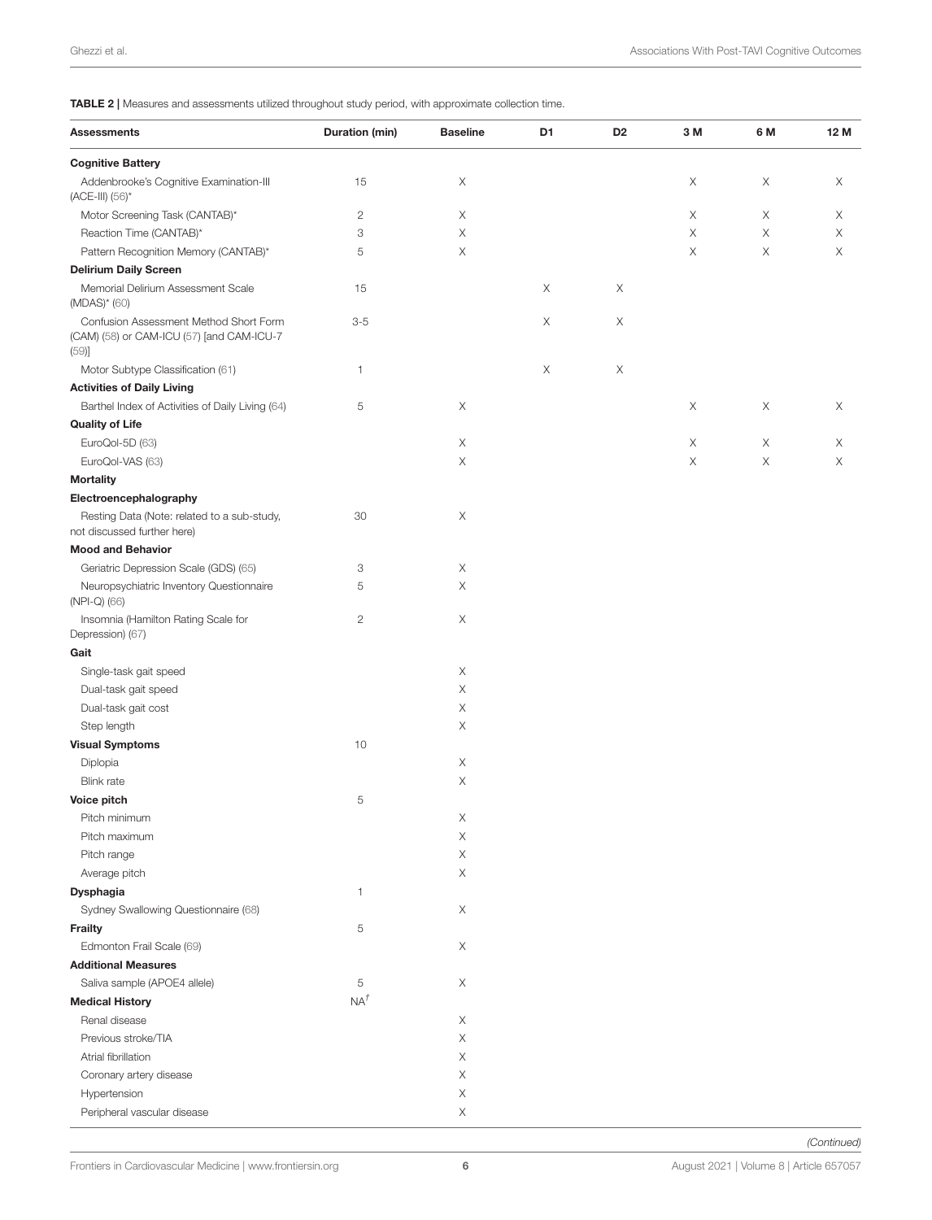**TABLE 2 |** Measures and assessments utilized throughout study period, with approximate collection time.

| Assessments | Duration (min) | Baseline | D1 | D2 | 3 M | 6 M | 12 M |
|---|---|---|---|---|---|---|---|
| **Cognitive Battery** | | | | | | | |
| Addenbrooke's Cognitive Examination-III (ACE-III) (56)* | 15 | X | | | X | X | X |
| Motor Screening Task (CANTAB)* | 2 | X | | | X | X | X |
| Reaction Time (CANTAB)* | 3 | X | | | X | X | X |
| Pattern Recognition Memory (CANTAB)* | 5 | X | | | X | X | X |
| **Delirium Daily Screen** | | | | | | | |
| Memorial Delirium Assessment Scale (MDAS)* (60) | 15 | | X | X | | | |
| Confusion Assessment Method Short Form (CAM) (58) or CAM-ICU (57) [and CAM-ICU-7 (59)] | 3-5 | | X | X | | | |
| Motor Subtype Classification (61) | 1 | | X | X | | | |
| **Activities of Daily Living** | | | | | | | |
| Barthel Index of Activities of Daily Living (64) | 5 | X | | | X | X | X |
| **Quality of Life** | | | | | | | |
| EuroQol-5D (63) | | X | | | X | X | X |
| EuroQol-VAS (63) | | X | | | X | X | X |
| **Mortality** | | | | | | | |
| **Electroencephalography** | | | | | | | |
| Resting Data (Note: related to a sub-study, not discussed further here) | 30 | X | | | | | |
| **Mood and Behavior** | | | | | | | |
| Geriatric Depression Scale (GDS) (65) | 3 | X | | | | | |
| Neuropsychiatric Inventory Questionnaire (NPI-Q) (66) | 5 | X | | | | | |
| Insomnia (Hamilton Rating Scale for Depression) (67) | 2 | X | | | | | |
| **Gait** | | | | | | | |
| Single-task gait speed | | X | | | | | |
| Dual-task gait speed | | X | | | | | |
| Dual-task gait cost | | X | | | | | |
| Step length | | X | | | | | |
| **Visual Symptoms** | 10 | | | | | | |
| Diplopia | | X | | | | | |
| Blink rate | | X | | | | | |
| **Voice pitch** | 5 | | | | | | |
| Pitch minimum | | X | | | | | |
| Pitch maximum | | X | | | | | |
| Pitch range | | X | | | | | |
| Average pitch | | X | | | | | |
| **Dysphagia** | 1 | | | | | | |
| Sydney Swallowing Questionnaire (68) | | X | | | | | |
| **Frailty** | 5 | | | | | | |
| Edmonton Frail Scale (69) | | X | | | | | |
| **Additional Measures** | | | | | | | |
| Saliva sample (APOE4 allele) | 5 | X | | | | | |
| **Medical History** | NA[†] | | | | | | |
| Renal disease | | X | | | | | |
| Previous stroke/TIA | | X | | | | | |
| Atrial fibrillation | | X | | | | | |
| Coronary artery disease | | X | | | | | |
| Hypertension | | X | | | | | |
| Peripheral vascular disease | | X | | | | | |

*(Continued)*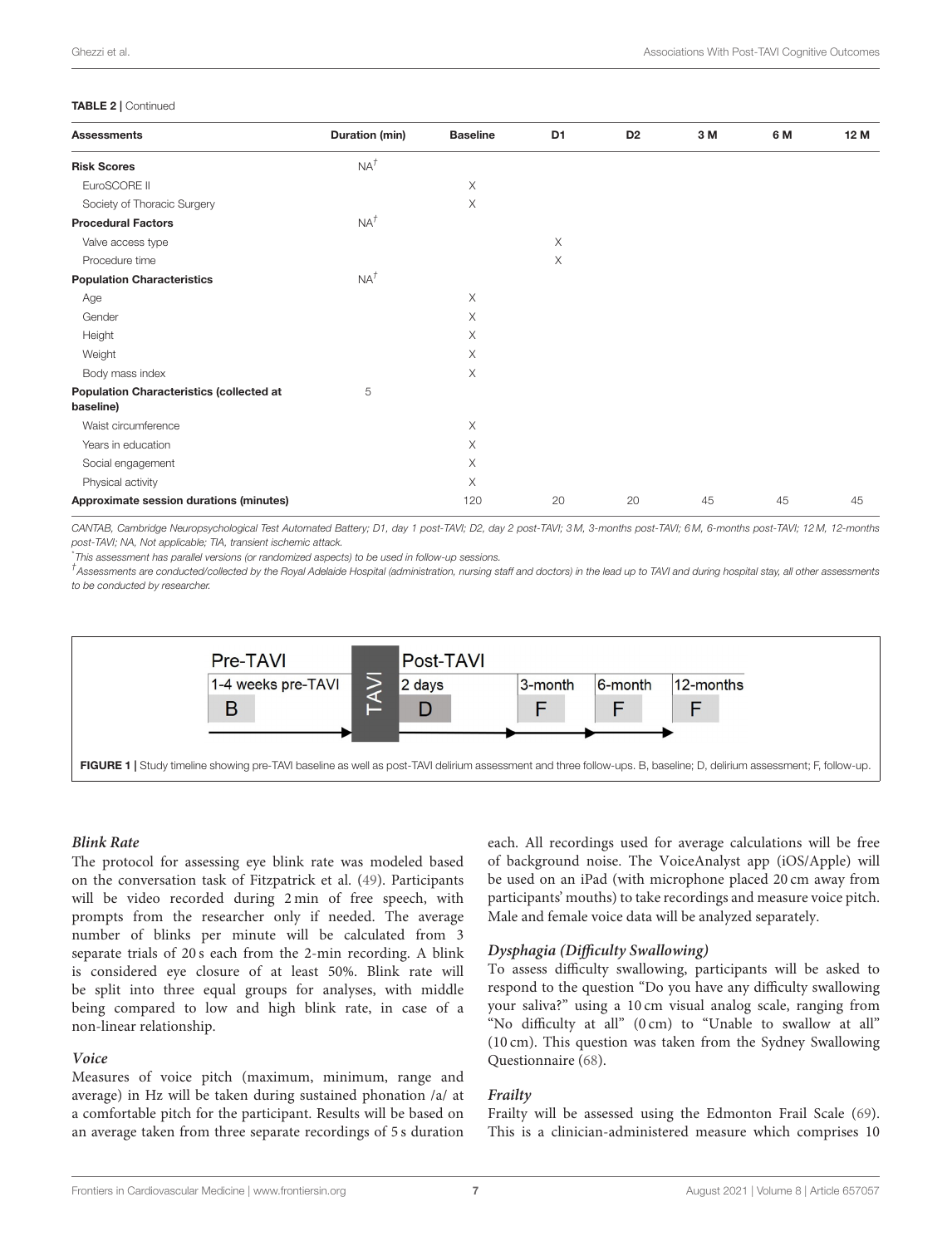**TABLE 2 |** Continued

| Assessments | Duration (min) | Baseline | D1 | D2 | 3 M | 6 M | 12 M |
|---|---|---|---|---|---|---|---|
| **Risk Scores** | NA[†] | | | | | | |
| EuroSCORE II | | X | | | | | |
| Society of Thoracic Surgery | | X | | | | | |
| **Procedural Factors** | NA[†] | | | | | | |
| Valve access type | | | X | | | | |
| Procedure time | | | X | | | | |
| **Population Characteristics** | NA[†] | | | | | | |
| Age | | X | | | | | |
| Gender | | X | | | | | |
| Height | | X | | | | | |
| Weight | | X | | | | | |
| Body mass index | | X | | | | | |
| **Population Characteristics (collected at baseline)** | 5 | | | | | | |
| Waist circumference | | X | | | | | |
| Years in education | | X | | | | | |
| Social engagement | | X | | | | | |
| Physical activity | | X | | | | | |
| **Approximate session durations (minutes)** | | 120 | 20 | 20 | 45 | 45 | 45 |

*CANTAB, Cambridge Neuropsychological Test Automated Battery; D1, day 1 post-TAVI; D2, day 2 post-TAVI; 3 M, 3-months post-TAVI; 6 M, 6-months post-TAVI; 12 M, 12-months post-TAVI; NA, Not applicable; TIA, transient ischemic attack.*

[*]*This assessment has parallel versions (or randomized aspects) to be used in follow-up sessions.*

[†]*Assessments are conducted/collected by the Royal Adelaide Hospital (administration, nursing staff and doctors) in the lead up to TAVI and during hospital stay, all other assessments to be conducted by researcher.*

| Pre-TAVI | TAVI | Post-TAVI | | | |
|---|---|---|---|---|---|
| 1-4 weeks pre-TAVI | | 2 days | 3-month | 6-month | 12-months |
| B | | D | F | F | F |

**FIGURE 1 |** Study timeline showing pre-TAVI baseline as well as post-TAVI delirium assessment and three follow-ups. B, baseline; D, delirium assessment; F, follow-up.

### *Blink Rate*

The protocol for assessing eye blink rate was modeled based on the conversation task of Fitzpatrick et al. (49). Participants will be video recorded during 2 min of free speech, with prompts from the researcher only if needed. The average number of blinks per minute will be calculated from 3 separate trials of 20 s each from the 2-min recording. A blink is considered eye closure of at least 50%. Blink rate will be split into three equal groups for analyses, with middle being compared to low and high blink rate, in case of a non-linear relationship.

### *Voice*

Measures of voice pitch (maximum, minimum, range and average) in Hz will be taken during sustained phonation /a/ at a comfortable pitch for the participant. Results will be based on an average taken from three separate recordings of 5 s duration each. All recordings used for average calculations will be free of background noise. The VoiceAnalyst app (iOS/Apple) will be used on an iPad (with microphone placed 20 cm away from participants' mouths) to take recordings and measure voice pitch. Male and female voice data will be analyzed separately.

### *Dysphagia (Difficulty Swallowing)*

To assess difficulty swallowing, participants will be asked to respond to the question "Do you have any difficulty swallowing your saliva?" using a 10 cm visual analog scale, ranging from "No difficulty at all" (0 cm) to "Unable to swallow at all" (10 cm). This question was taken from the Sydney Swallowing Questionnaire (68).

### *Frailty*

Frailty will be assessed using the Edmonton Frail Scale (69). This is a clinician-administered measure which comprises 10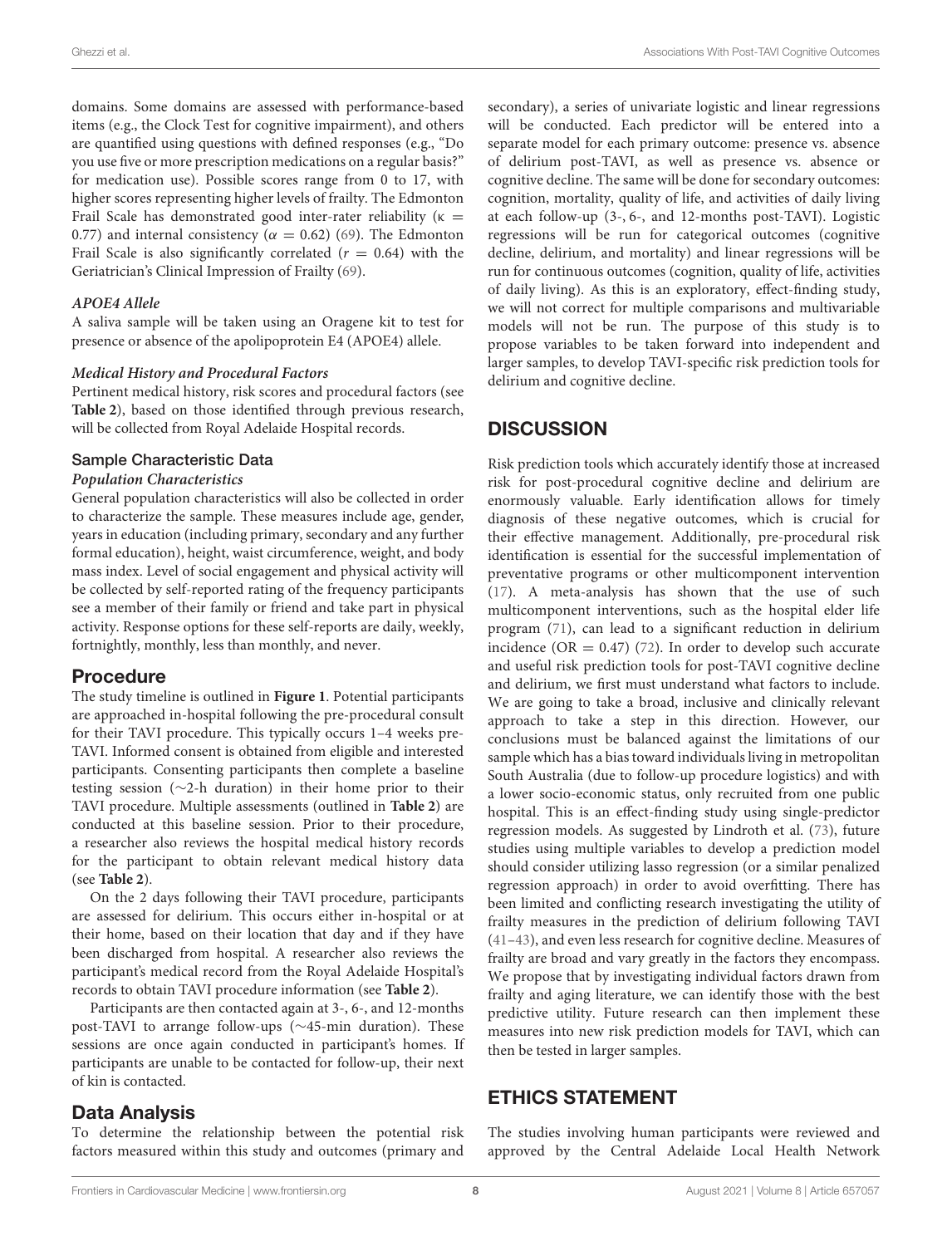domains. Some domains are assessed with performance-based items (e.g., the Clock Test for cognitive impairment), and others are quantified using questions with defined responses (e.g., "Do you use five or more prescription medications on a regular basis?" for medication use). Possible scores range from 0 to 17, with higher scores representing higher levels of frailty. The Edmonton Frail Scale has demonstrated good inter-rater reliability ($\kappa$ = 0.77) and internal consistency ($\alpha$ = 0.62) (69). The Edmonton Frail Scale is also significantly correlated ($r$ = 0.64) with the Geriatrician's Clinical Impression of Frailty (69).

#### *APOE4 Allele*

A saliva sample will be taken using an Oragene kit to test for presence or absence of the apolipoprotein E4 (APOE4) allele.

#### *Medical History and Procedural Factors*

Pertinent medical history, risk scores and procedural factors (see **Table 2**), based on those identified through previous research, will be collected from Royal Adelaide Hospital records.

### Sample Characteristic Data

#### *Population Characteristics*

General population characteristics will also be collected in order to characterize the sample. These measures include age, gender, years in education (including primary, secondary and any further formal education), height, waist circumference, weight, and body mass index. Level of social engagement and physical activity will be collected by self-reported rating of the frequency participants see a member of their family or friend and take part in physical activity. Response options for these self-reports are daily, weekly, fortnightly, monthly, less than monthly, and never.

## Procedure

The study timeline is outlined in **Figure 1**. Potential participants are approached in-hospital following the pre-procedural consult for their TAVI procedure. This typically occurs 1–4 weeks pre-TAVI. Informed consent is obtained from eligible and interested participants. Consenting participants then complete a baseline testing session (∼2-h duration) in their home prior to their TAVI procedure. Multiple assessments (outlined in **Table 2**) are conducted at this baseline session. Prior to their procedure, a researcher also reviews the hospital medical history records for the participant to obtain relevant medical history data (see **Table 2**).

On the 2 days following their TAVI procedure, participants are assessed for delirium. This occurs either in-hospital or at their home, based on their location that day and if they have been discharged from hospital. A researcher also reviews the participant's medical record from the Royal Adelaide Hospital's records to obtain TAVI procedure information (see **Table 2**).

Participants are then contacted again at 3-, 6-, and 12-months post-TAVI to arrange follow-ups (∼45-min duration). These sessions are once again conducted in participant's homes. If participants are unable to be contacted for follow-up, their next of kin is contacted.

## Data Analysis

To determine the relationship between the potential risk factors measured within this study and outcomes (primary and secondary), a series of univariate logistic and linear regressions will be conducted. Each predictor will be entered into a separate model for each primary outcome: presence vs. absence of delirium post-TAVI, as well as presence vs. absence or cognitive decline. The same will be done for secondary outcomes: cognition, mortality, quality of life, and activities of daily living at each follow-up (3-, 6-, and 12-months post-TAVI). Logistic regressions will be run for categorical outcomes (cognitive decline, delirium, and mortality) and linear regressions will be run for continuous outcomes (cognition, quality of life, activities of daily living). As this is an exploratory, effect-finding study, we will not correct for multiple comparisons and multivariable models will not be run. The purpose of this study is to propose variables to be taken forward into independent and larger samples, to develop TAVI-specific risk prediction tools for delirium and cognitive decline.

# DISCUSSION

Risk prediction tools which accurately identify those at increased risk for post-procedural cognitive decline and delirium are enormously valuable. Early identification allows for timely diagnosis of these negative outcomes, which is crucial for their effective management. Additionally, pre-procedural risk identification is essential for the successful implementation of preventative programs or other multicomponent intervention (17). A meta-analysis has shown that the use of such multicomponent interventions, such as the hospital elder life program (71), can lead to a significant reduction in delirium incidence (OR = 0.47) (72). In order to develop such accurate and useful risk prediction tools for post-TAVI cognitive decline and delirium, we first must understand what factors to include. We are going to take a broad, inclusive and clinically relevant approach to take a step in this direction. However, our conclusions must be balanced against the limitations of our sample which has a bias toward individuals living in metropolitan South Australia (due to follow-up procedure logistics) and with a lower socio-economic status, only recruited from one public hospital. This is an effect-finding study using single-predictor regression models. As suggested by Lindroth et al. (73), future studies using multiple variables to develop a prediction model should consider utilizing lasso regression (or a similar penalized regression approach) in order to avoid overfitting. There has been limited and conflicting research investigating the utility of frailty measures in the prediction of delirium following TAVI (41–43), and even less research for cognitive decline. Measures of frailty are broad and vary greatly in the factors they encompass. We propose that by investigating individual factors drawn from frailty and aging literature, we can identify those with the best predictive utility. Future research can then implement these measures into new risk prediction models for TAVI, which can then be tested in larger samples.

# ETHICS STATEMENT

The studies involving human participants were reviewed and approved by the Central Adelaide Local Health Network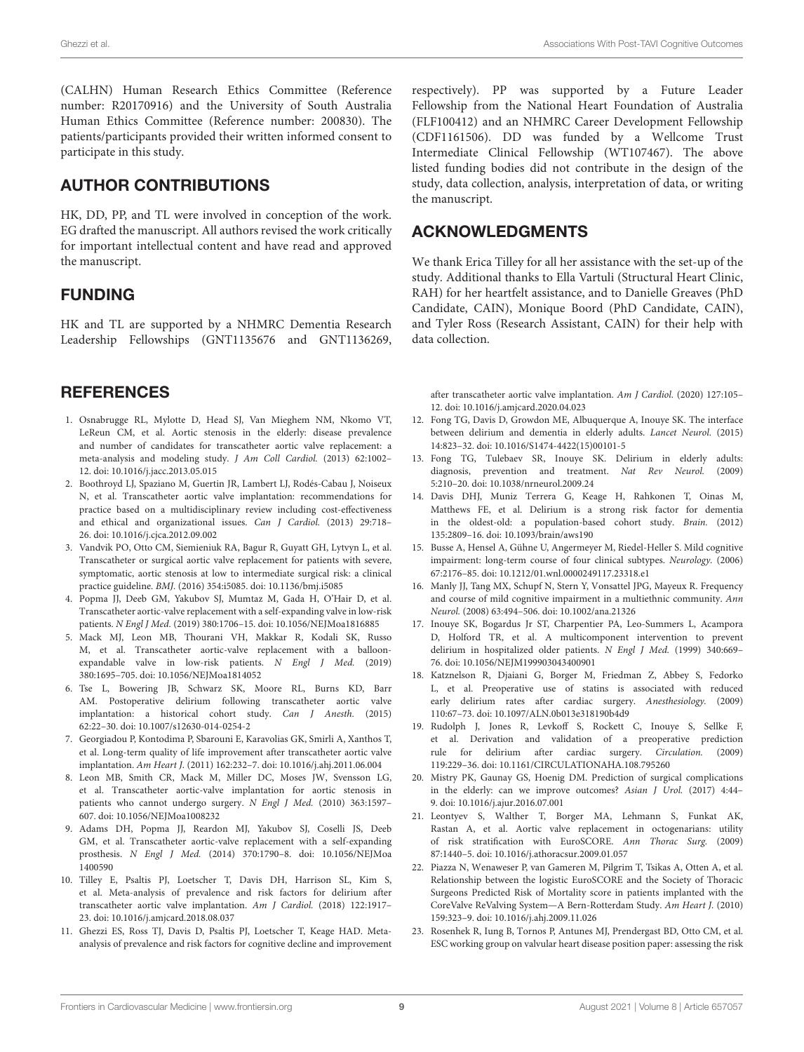(CALHN) Human Research Ethics Committee (Reference number: R20170916) and the University of South Australia Human Ethics Committee (Reference number: 200830). The patients/participants provided their written informed consent to participate in this study.

## AUTHOR CONTRIBUTIONS

HK, DD, PP, and TL were involved in conception of the work. EG drafted the manuscript. All authors revised the work critically for important intellectual content and have read and approved the manuscript.

## FUNDING

HK and TL are supported by a NHMRC Dementia Research Leadership Fellowships (GNT1135676 and GNT1136269, respectively). PP was supported by a Future Leader Fellowship from the National Heart Foundation of Australia (FLF100412) and an NHMRC Career Development Fellowship (CDF1161506). DD was funded by a Wellcome Trust Intermediate Clinical Fellowship (WT107467). The above listed funding bodies did not contribute in the design of the study, data collection, analysis, interpretation of data, or writing the manuscript.

## ACKNOWLEDGMENTS

We thank Erica Tilley for all her assistance with the set-up of the study. Additional thanks to Ella Vartuli (Structural Heart Clinic, RAH) for her heartfelt assistance, and to Danielle Greaves (PhD Candidate, CAIN), Monique Boord (PhD Candidate, CAIN), and Tyler Ross (Research Assistant, CAIN) for their help with data collection.

## REFERENCES

1. Osnabrugge RL, Mylotte D, Head SJ, Van Mieghem NM, Nkomo VT, LeReun CM, et al. Aortic stenosis in the elderly: disease prevalence and number of candidates for transcatheter aortic valve replacement: a meta-analysis and modeling study. *J Am Coll Cardiol.* (2013) 62:1002–12. doi: 10.1016/j.jacc.2013.05.015
2. Boothroyd LJ, Spaziano M, Guertin JR, Lambert LJ, Rodés-Cabau J, Noiseux N, et al. Transcatheter aortic valve implantation: recommendations for practice based on a multidisciplinary review including cost-effectiveness and ethical and organizational issues. *Can J Cardiol.* (2013) 29:718–26. doi: 10.1016/j.cjca.2012.09.002
3. Vandvik PO, Otto CM, Siemieniuk RA, Bagur R, Guyatt GH, Lytvyn L, et al. Transcatheter or surgical aortic valve replacement for patients with severe, symptomatic, aortic stenosis at low to intermediate surgical risk: a clinical practice guideline. *BMJ.* (2016) 354:i5085. doi: 10.1136/bmj.i5085
4. Popma JJ, Deeb GM, Yakubov SJ, Mumtaz M, Gada H, O'Hair D, et al. Transcatheter aortic-valve replacement with a self-expanding valve in low-risk patients. *N Engl J Med.* (2019) 380:1706–15. doi: 10.1056/NEJMoa1816885
5. Mack MJ, Leon MB, Thourani VH, Makkar R, Kodali SK, Russo M, et al. Transcatheter aortic-valve replacement with a balloon-expandable valve in low-risk patients. *N Engl J Med.* (2019) 380:1695–705. doi: 10.1056/NEJMoa1814052
6. Tse L, Bowering JB, Schwarz SK, Moore RL, Burns KD, Barr AM. Postoperative delirium following transcatheter aortic valve implantation: a historical cohort study. *Can J Anesth.* (2015) 62:22–30. doi: 10.1007/s12630-014-0254-2
7. Georgiadou P, Kontodima P, Sbarouni E, Karavolias GK, Smirli A, Xanthos T, et al. Long-term quality of life improvement after transcatheter aortic valve implantation. *Am Heart J.* (2011) 162:232–7. doi: 10.1016/j.ahj.2011.06.004
8. Leon MB, Smith CR, Mack M, Miller DC, Moses JW, Svensson LG, et al. Transcatheter aortic-valve implantation for aortic stenosis in patients who cannot undergo surgery. *N Engl J Med.* (2010) 363:1597–607. doi: 10.1056/NEJMoa1008232
9. Adams DH, Popma JJ, Reardon MJ, Yakubov SJ, Coselli JS, Deeb GM, et al. Transcatheter aortic-valve replacement with a self-expanding prosthesis. *N Engl J Med.* (2014) 370:1790–8. doi: 10.1056/NEJMoa1400590
10. Tilley E, Psaltis PJ, Loetscher T, Davis DH, Harrison SL, Kim S, et al. Meta-analysis of prevalence and risk factors for delirium after transcatheter aortic valve implantation. *Am J Cardiol.* (2018) 122:1917–23. doi: 10.1016/j.amjcard.2018.08.037
11. Ghezzi ES, Ross TJ, Davis D, Psaltis PJ, Loetscher T, Keage HAD. Meta-analysis of prevalence and risk factors for cognitive decline and improvement after transcatheter aortic valve implantation. *Am J Cardiol.* (2020) 127:105–12. doi: 10.1016/j.amjcard.2020.04.023
12. Fong TG, Davis D, Growdon ME, Albuquerque A, Inouye SK. The interface between delirium and dementia in elderly adults. *Lancet Neurol.* (2015) 14:823–32. doi: 10.1016/S1474-4422(15)00101-5
13. Fong TG, Tulebaev SR, Inouye SK. Delirium in elderly adults: diagnosis, prevention and treatment. *Nat Rev Neurol.* (2009) 5:210–20. doi: 10.1038/nrneurol.2009.24
14. Davis DHJ, Muniz Terrera G, Keage H, Rahkonen T, Oinas M, Matthews FE, et al. Delirium is a strong risk factor for dementia in the oldest-old: a population-based cohort study. *Brain.* (2012) 135:2809–16. doi: 10.1093/brain/aws190
15. Busse A, Hensel A, Gühne U, Angermeyer M, Riedel-Heller S. Mild cognitive impairment: long-term course of four clinical subtypes. *Neurology.* (2006) 67:2176–85. doi: 10.1212/01.wnl.0000249117.23318.e1
16. Manly JJ, Tang MX, Schupf N, Stern Y, Vonsattel JPG, Mayeux R. Frequency and course of mild cognitive impairment in a multiethnic community. *Ann Neurol.* (2008) 63:494–506. doi: 10.1002/ana.21326
17. Inouye SK, Bogardus Jr ST, Charpentier PA, Leo-Summers L, Acampora D, Holford TR, et al. A multicomponent intervention to prevent delirium in hospitalized older patients. *N Engl J Med.* (1999) 340:669–76. doi: 10.1056/NEJM199903043400901
18. Katznelson R, Djaiani G, Borger M, Friedman Z, Abbey S, Fedorko L, et al. Preoperative use of statins is associated with reduced early delirium rates after cardiac surgery. *Anesthesiology.* (2009) 110:67–73. doi: 10.1097/ALN.0b013e318190b4d9
19. Rudolph J, Jones R, Levkoff S, Rockett C, Inouye S, Sellke F, et al. Derivation and validation of a preoperative prediction rule for delirium after cardiac surgery. *Circulation.* (2009) 119:229–36. doi: 10.1161/CIRCULATIONAHA.108.795260
20. Mistry PK, Gaunay GS, Hoenig DM. Prediction of surgical complications in the elderly: can we improve outcomes? *Asian J Urol.* (2017) 4:44–9. doi: 10.1016/j.ajur.2016.07.001
21. Leontyev S, Walther T, Borger MA, Lehmann S, Funkat AK, Rastan A, et al. Aortic valve replacement in octogenarians: utility of risk stratification with EuroSCORE. *Ann Thorac Surg.* (2009) 87:1440–5. doi: 10.1016/j.athoracsur.2009.01.057
22. Piazza N, Wenaweser P, van Gameren M, Pilgrim T, Tsikas A, Otten A, et al. Relationship between the logistic EuroSCORE and the Society of Thoracic Surgeons Predicted Risk of Mortality score in patients implanted with the CoreValve ReValving System—A Bern-Rotterdam Study. *Am Heart J.* (2010) 159:323–9. doi: 10.1016/j.ahj.2009.11.026
23. Rosenhek R, Iung B, Tornos P, Antunes MJ, Prendergast BD, Otto CM, et al. ESC working group on valvular heart disease position paper: assessing the risk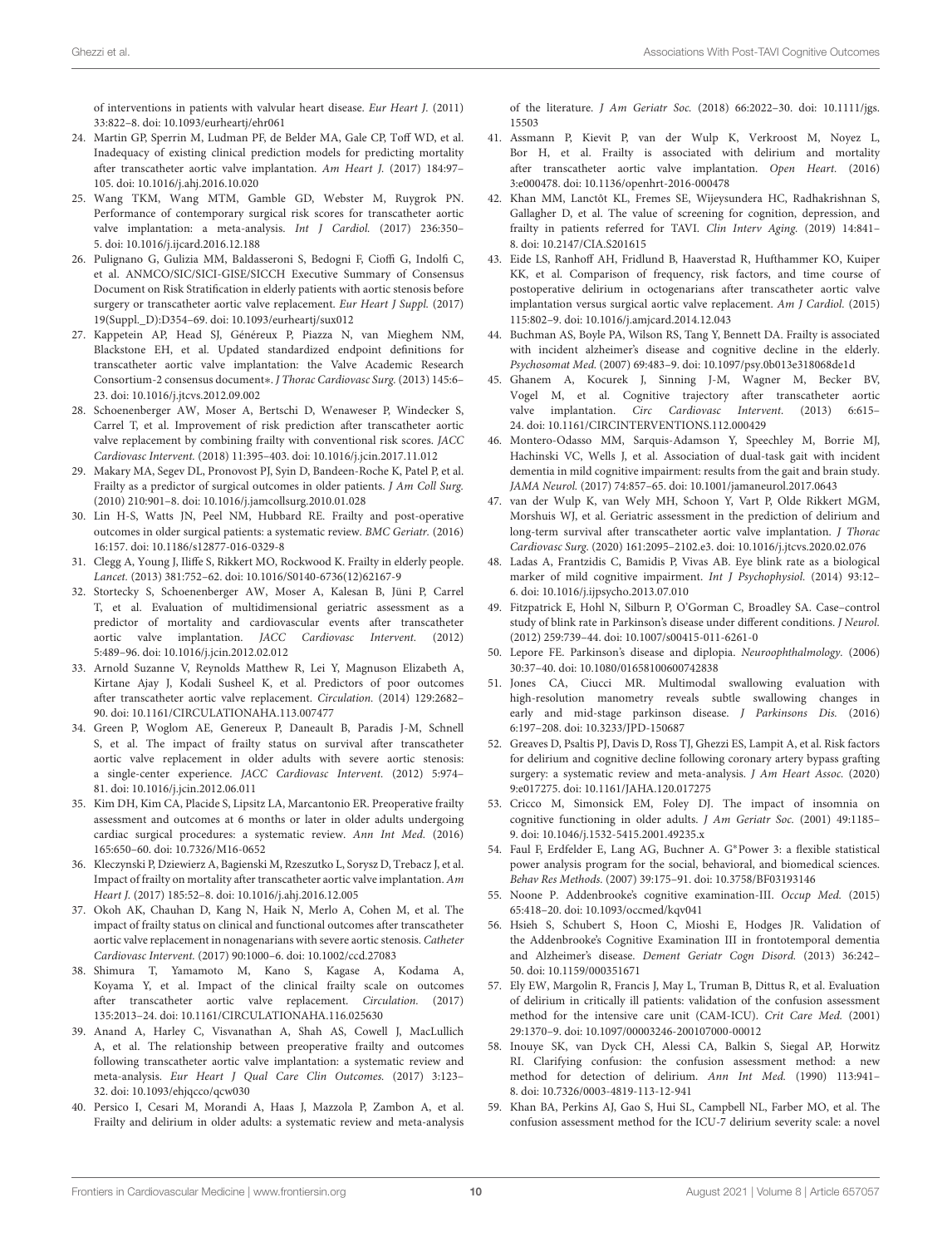of interventions in patients with valvular heart disease. *Eur Heart J.* (2011) 33:822–8. doi: 10.1093/eurheartj/ehr061

24. Martin GP, Sperrin M, Ludman PF, de Belder MA, Gale CP, Toff WD, et al. Inadequacy of existing clinical prediction models for predicting mortality after transcatheter aortic valve implantation. *Am Heart J.* (2017) 184:97–105. doi: 10.1016/j.ahj.2016.10.020
25. Wang TKM, Wang MTM, Gamble GD, Webster M, Ruygrok PN. Performance of contemporary surgical risk scores for transcatheter aortic valve implantation: a meta-analysis. *Int J Cardiol.* (2017) 236:350–5. doi: 10.1016/j.ijcard.2016.12.188
26. Pulignano G, Gulizia MM, Baldasseroni S, Bedogni F, Cioffi G, Indolfi C, et al. ANMCO/SIC/SICI-GISE/SICCH Executive Summary of Consensus Document on Risk Stratification in elderly patients with aortic stenosis before surgery or transcatheter aortic valve replacement. *Eur Heart J Suppl.* (2017) 19(Suppl._D):D354–69. doi: 10.1093/eurheartj/sux012
27. Kappetein AP, Head SJ, Généreux P, Piazza N, van Mieghem NM, Blackstone EH, et al. Updated standardized endpoint definitions for transcatheter aortic valve implantation: the Valve Academic Research Consortium-2 consensus document*. *J Thorac Cardiovasc Surg.* (2013) 145:6–23. doi: 10.1016/j.jtcvs.2012.09.002
28. Schoenenberger AW, Moser A, Bertschi D, Wenaweser P, Windecker S, Carrel T, et al. Improvement of risk prediction after transcatheter aortic valve replacement by combining frailty with conventional risk scores. *JACC Cardiovasc Intervent.* (2018) 11:395–403. doi: 10.1016/j.jcin.2017.11.012
29. Makary MA, Segev DL, Pronovost PJ, Syin D, Bandeen-Roche K, Patel P, et al. Frailty as a predictor of surgical outcomes in older patients. *J Am Coll Surg.* (2010) 210:901–8. doi: 10.1016/j.jamcollsurg.2010.01.028
30. Lin H-S, Watts JN, Peel NM, Hubbard RE. Frailty and post-operative outcomes in older surgical patients: a systematic review. *BMC Geriatr.* (2016) 16:157. doi: 10.1186/s12877-016-0329-8
31. Clegg A, Young J, Iliffe S, Rikkert MO, Rockwood K. Frailty in elderly people. *Lancet.* (2013) 381:752–62. doi: 10.1016/S0140-6736(12)62167-9
32. Stortecky S, Schoenenberger AW, Moser A, Kalesan B, Jüni P, Carrel T, et al. Evaluation of multidimensional geriatric assessment as a predictor of mortality and cardiovascular events after transcatheter aortic valve implantation. *JACC Cardiovasc Intervent.* (2012) 5:489–96. doi: 10.1016/j.jcin.2012.02.012
33. Arnold Suzanne V, Reynolds Matthew R, Lei Y, Magnuson Elizabeth A, Kirtane Ajay J, Kodali Susheel K, et al. Predictors of poor outcomes after transcatheter aortic valve replacement. *Circulation.* (2014) 129:2682–90. doi: 10.1161/CIRCULATIONAHA.113.007477
34. Green P, Woglom AE, Genereux P, Daneault B, Paradis J-M, Schnell S, et al. The impact of frailty status on survival after transcatheter aortic valve replacement in older adults with severe aortic stenosis: a single-center experience. *JACC Cardiovasc Intervent.* (2012) 5:974–81. doi: 10.1016/j.jcin.2012.06.011
35. Kim DH, Kim CA, Placide S, Lipsitz LA, Marcantonio ER. Preoperative frailty assessment and outcomes at 6 months or later in older adults undergoing cardiac surgical procedures: a systematic review. *Ann Int Med.* (2016) 165:650–60. doi: 10.7326/M16-0652
36. Kleczynski P, Dziewierz A, Bagienski M, Rzeszutko L, Sorysz D, Trebacz J, et al. Impact of frailty on mortality after transcatheter aortic valve implantation. *Am Heart J.* (2017) 185:52–8. doi: 10.1016/j.ahj.2016.12.005
37. Okoh AK, Chauhan D, Kang N, Haik N, Merlo A, Cohen M, et al. The impact of frailty status on clinical and functional outcomes after transcatheter aortic valve replacement in nonagenarians with severe aortic stenosis. *Catheter Cardiovasc Intervent.* (2017) 90:1000–6. doi: 10.1002/ccd.27083
38. Shimura T, Yamamoto M, Kano S, Kagase A, Kodama A, Koyama Y, et al. Impact of the clinical frailty scale on outcomes after transcatheter aortic valve replacement. *Circulation.* (2017) 135:2013–24. doi: 10.1161/CIRCULATIONAHA.116.025630
39. Anand A, Harley C, Visvanathan A, Shah AS, Cowell J, MacLullich A, et al. The relationship between preoperative frailty and outcomes following transcatheter aortic valve implantation: a systematic review and meta-analysis. *Eur Heart J Qual Care Clin Outcomes.* (2017) 3:123–32. doi: 10.1093/ehjqcco/qcw030
40. Persico I, Cesari M, Morandi A, Haas J, Mazzola P, Zambon A, et al. Frailty and delirium in older adults: a systematic review and meta-analysis of the literature. *J Am Geriatr Soc.* (2018) 66:2022–30. doi: 10.1111/jgs.15503
41. Assmann P, Kievit P, van der Wulp K, Verkroost M, Noyez L, Bor H, et al. Frailty is associated with delirium and mortality after transcatheter aortic valve implantation. *Open Heart.* (2016) 3:e000478. doi: 10.1136/openhrt-2016-000478
42. Khan MM, Lanctôt KL, Fremes SE, Wijeysundera HC, Radhakrishnan S, Gallagher D, et al. The value of screening for cognition, depression, and frailty in patients referred for TAVI. *Clin Interv Aging.* (2019) 14:841–8. doi: 10.2147/CIA.S201615
43. Eide LS, Ranhoff AH, Fridlund B, Haaverstad R, Hufthammer KO, Kuiper KK, et al. Comparison of frequency, risk factors, and time course of postoperative delirium in octogenarians after transcatheter aortic valve implantation versus surgical aortic valve replacement. *Am J Cardiol.* (2015) 115:802–9. doi: 10.1016/j.amjcard.2014.12.043
44. Buchman AS, Boyle PA, Wilson RS, Tang Y, Bennett DA. Frailty is associated with incident alzheimer's disease and cognitive decline in the elderly. *Psychosomat Med.* (2007) 69:483–9. doi: 10.1097/psy.0b013e318068de1d
45. Ghanem A, Kocurek J, Sinning J-M, Wagner M, Becker BV, Vogel M, et al. Cognitive trajectory after transcatheter aortic valve implantation. *Circ Cardiovasc Intervent.* (2013) 6:615–24. doi: 10.1161/CIRCINTERVENTIONS.112.000429
46. Montero-Odasso MM, Sarquis-Adamson Y, Speechley M, Borrie MJ, Hachinski VC, Wells J, et al. Association of dual-task gait with incident dementia in mild cognitive impairment: results from the gait and brain study. *JAMA Neurol.* (2017) 74:857–65. doi: 10.1001/jamaneurol.2017.0643
47. van der Wulp K, van Wely MH, Schoon Y, Vart P, Olde Rikkert MGM, Morshuis WJ, et al. Geriatric assessment in the prediction of delirium and long-term survival after transcatheter aortic valve implantation. *J Thorac Cardiovasc Surg.* (2020) 161:2095–2102.e3. doi: 10.1016/j.jtcvs.2020.02.076
48. Ladas A, Frantzidis C, Bamidis P, Vivas AB. Eye blink rate as a biological marker of mild cognitive impairment. *Int J Psychophysiol.* (2014) 93:12–6. doi: 10.1016/j.ijpsycho.2013.07.010
49. Fitzpatrick E, Hohl N, Silburn P, O'Gorman C, Broadley SA. Case–control study of blink rate in Parkinson's disease under different conditions. *J Neurol.* (2012) 259:739–44. doi: 10.1007/s00415-011-6261-0
50. Lepore FE. Parkinson's disease and diplopia. *Neuroophthalmology.* (2006) 30:37–40. doi: 10.1080/01658100600742838
51. Jones CA, Ciucci MR. Multimodal swallowing evaluation with high-resolution manometry reveals subtle swallowing changes in early and mid-stage parkinson disease. *J Parkinsons Dis.* (2016) 6:197–208. doi: 10.3233/JPD-150687
52. Greaves D, Psaltis PJ, Davis D, Ross TJ, Ghezzi ES, Lampit A, et al. Risk factors for delirium and cognitive decline following coronary artery bypass grafting surgery: a systematic review and meta-analysis. *J Am Heart Assoc.* (2020) 9:e017275. doi: 10.1161/JAHA.120.017275
53. Cricco M, Simonsick EM, Foley DJ. The impact of insomnia on cognitive functioning in older adults. *J Am Geriatr Soc.* (2001) 49:1185–9. doi: 10.1046/j.1532-5415.2001.49235.x
54. Faul F, Erdfelder E, Lang AG, Buchner A. G*Power 3: a flexible statistical power analysis program for the social, behavioral, and biomedical sciences. *Behav Res Methods.* (2007) 39:175–91. doi: 10.3758/BF03193146
55. Noone P. Addenbrooke's cognitive examination-III. *Occup Med.* (2015) 65:418–20. doi: 10.1093/occmed/kqv041
56. Hsieh S, Schubert S, Hoon C, Mioshi E, Hodges JR. Validation of the Addenbrooke's Cognitive Examination III in frontotemporal dementia and Alzheimer's disease. *Dement Geriatr Cogn Disord.* (2013) 36:242–50. doi: 10.1159/000351671
57. Ely EW, Margolin R, Francis J, May L, Truman B, Dittus R, et al. Evaluation of delirium in critically ill patients: validation of the confusion assessment method for the intensive care unit (CAM-ICU). *Crit Care Med.* (2001) 29:1370–9. doi: 10.1097/00003246-200107000-00012
58. Inouye SK, van Dyck CH, Alessi CA, Balkin S, Siegal AP, Horwitz RI. Clarifying confusion: the confusion assessment method: a new method for detection of delirium. *Ann Int Med.* (1990) 113:941–8. doi: 10.7326/0003-4819-113-12-941
59. Khan BA, Perkins AJ, Gao S, Hui SL, Campbell NL, Farber MO, et al. The confusion assessment method for the ICU-7 delirium severity scale: a novel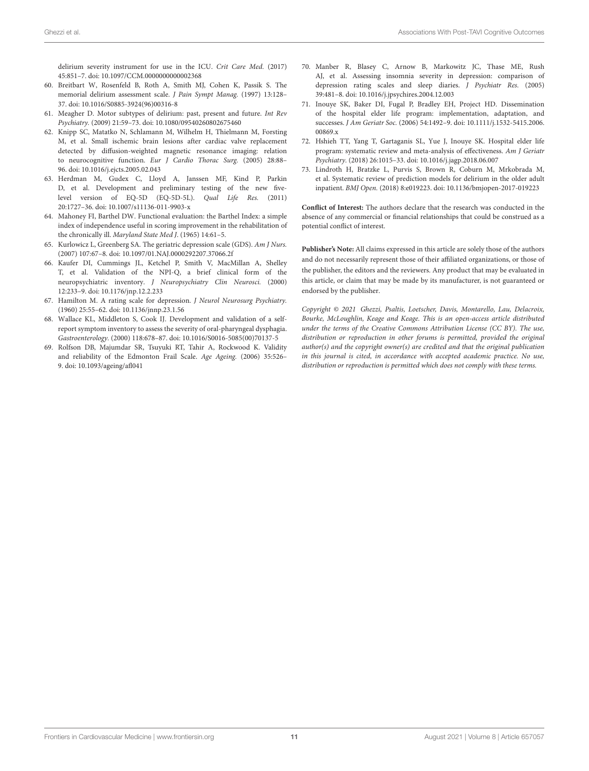delirium severity instrument for use in the ICU. *Crit Care Med.* (2017) 45:851–7. doi: 10.1097/CCM.0000000000002368

60. Breitbart W, Rosenfeld B, Roth A, Smith MJ, Cohen K, Passik S. The memorial delirium assessment scale. *J Pain Sympt Manag.* (1997) 13:128–37. doi: 10.1016/S0885-3924(96)00316-8
61. Meagher D. Motor subtypes of delirium: past, present and future. *Int Rev Psychiatry.* (2009) 21:59–73. doi: 10.1080/09540260802675460
62. Knipp SC, Matatko N, Schlamann M, Wilhelm H, Thielmann M, Forsting M, et al. Small ischemic brain lesions after cardiac valve replacement detected by diffusion-weighted magnetic resonance imaging: relation to neurocognitive function. *Eur J Cardio Thorac Surg.* (2005) 28:88–96. doi: 10.1016/j.ejcts.2005.02.043
63. Herdman M, Gudex C, Lloyd A, Janssen MF, Kind P, Parkin D, et al. Development and preliminary testing of the new five-level version of EQ-5D (EQ-5D-5L). *Qual Life Res.* (2011) 20:1727–36. doi: 10.1007/s11136-011-9903-x
64. Mahoney FI, Barthel DW. Functional evaluation: the Barthel Index: a simple index of independence useful in scoring improvement in the rehabilitation of the chronically ill. *Maryland State Med J.* (1965) 14:61–5.
65. Kurlowicz L, Greenberg SA. The geriatric depression scale (GDS). *Am J Nurs.* (2007) 107:67–8. doi: 10.1097/01.NAJ.0000292207.37066.2f
66. Kaufer DI, Cummings JL, Ketchel P, Smith V, MacMillan A, Shelley T, et al. Validation of the NPI-Q, a brief clinical form of the neuropsychiatric inventory. *J Neuropsychiatry Clin Neurosci.* (2000) 12:233–9. doi: 10.1176/jnp.12.2.233
67. Hamilton M. A rating scale for depression. *J Neurol Neurosurg Psychiatry.* (1960) 25:55–62. doi: 10.1136/jnnp.23.1.56
68. Wallace KL, Middleton S, Cook IJ. Development and validation of a self-report symptom inventory to assess the severity of oral-pharyngeal dysphagia. *Gastroenterology.* (2000) 118:678–87. doi: 10.1016/S0016-5085(00)70137-5
69. Rolfson DB, Majumdar SR, Tsuyuki RT, Tahir A, Rockwood K. Validity and reliability of the Edmonton Frail Scale. *Age Ageing.* (2006) 35:526–9. doi: 10.1093/ageing/afl041
70. Manber R, Blasey C, Arnow B, Markowitz JC, Thase ME, Rush AJ, et al. Assessing insomnia severity in depression: comparison of depression rating scales and sleep diaries. *J Psychiatr Res.* (2005) 39:481–8. doi: 10.1016/j.jpsychires.2004.12.003
71. Inouye SK, Baker DI, Fugal P, Bradley EH, Project HD. Dissemination of the hospital elder life program: implementation, adaptation, and successes. *J Am Geriatr Soc.* (2006) 54:1492–9. doi: 10.1111/j.1532-5415.2006.00869.x
72. Hshieh TT, Yang T, Gartaganis SL, Yue J, Inouye SK. Hospital elder life program: systematic review and meta-analysis of effectiveness. *Am J Geriatr Psychiatry.* (2018) 26:1015–33. doi: 10.1016/j.jagp.2018.06.007
73. Lindroth H, Bratzke L, Purvis S, Brown R, Coburn M, Mrkobrada M, et al. Systematic review of prediction models for delirium in the older adult inpatient. *BMJ Open.* (2018) 8:e019223. doi: 10.1136/bmjopen-2017-019223

**Conflict of Interest:** The authors declare that the research was conducted in the absence of any commercial or financial relationships that could be construed as a potential conflict of interest.

**Publisher's Note:** All claims expressed in this article are solely those of the authors and do not necessarily represent those of their affiliated organizations, or those of the publisher, the editors and the reviewers. Any product that may be evaluated in this article, or claim that may be made by its manufacturer, is not guaranteed or endorsed by the publisher.

*Copyright © 2021 Ghezzi, Psaltis, Loetscher, Davis, Montarello, Lau, Delacroix, Bourke, McLoughlin, Keage and Keage. This is an open-access article distributed under the terms of the Creative Commons Attribution License (CC BY). The use, distribution or reproduction in other forums is permitted, provided the original author(s) and the copyright owner(s) are credited and that the original publication in this journal is cited, in accordance with accepted academic practice. No use, distribution or reproduction is permitted which does not comply with these terms.*